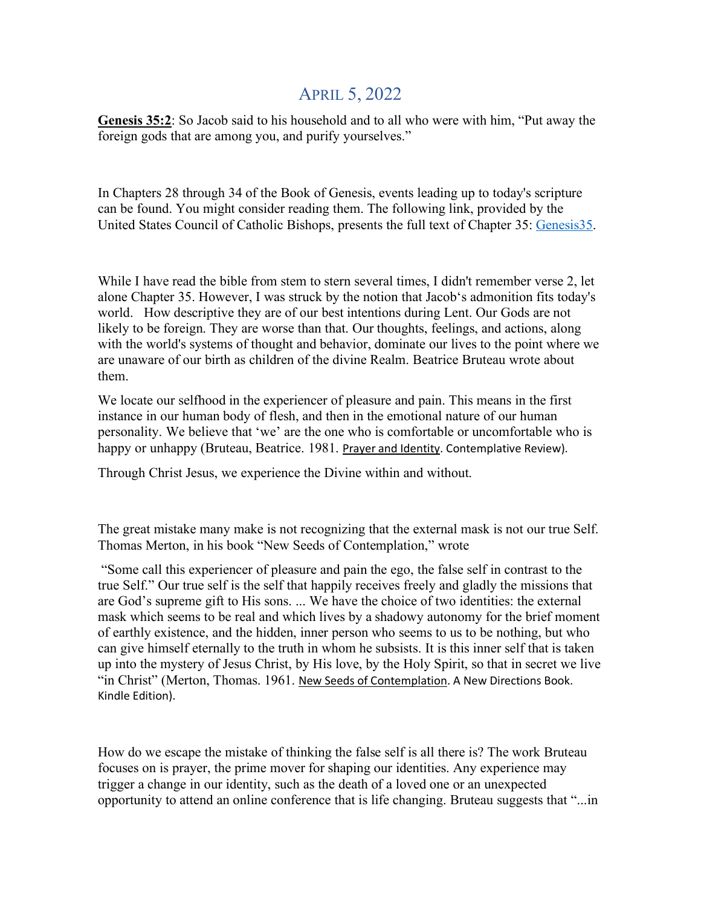# April 5, 2022

**Genesis 35:2**: So Jacob said to his household and to all who were with him, "Put away the foreign gods that are among you, and purify yourselves."

In Chapters 28 through 34 of the Book of Genesis, events leading up to today's scripture can be found. You might consider reading them. The following link, provided by the United States Council of Catholic Bishops, presents the full text of Chapter 35: Genesis35.

While I have read the bible from stem to stern several times, I didn't remember verse 2, let alone Chapter 35. However, I was struck by the notion that Jacob's admonition fits today's world. How descriptive they are of our best intentions during Lent. Our Gods are not likely to be foreign. They are worse than that. Our thoughts, feelings, and actions, along with the world's systems of thought and behavior, dominate our lives to the point where we are unaware of our birth as children of the divine Realm. Beatrice Bruteau wrote about them.

We locate our selfhood in the experiencer of pleasure and pain. This means in the first instance in our human body of flesh, and then in the emotional nature of our human personality. We believe that 'we' are the one who is comfortable or uncomfortable who is happy or unhappy (Bruteau, Beatrice. 1981. Prayer and Identity. Contemplative Review).

Through Christ Jesus, we experience the Divine within and without.

The great mistake many make is not recognizing that the external mask is not our true Self. Thomas Merton, in his book "New Seeds of Contemplation," wrote

"Some call this experiencer of pleasure and pain the ego, the false self in contrast to the true Self." Our true self is the self that happily receives freely and gladly the missions that are God's supreme gift to His sons. ... We have the choice of two identities: the external mask which seems to be real and which lives by a shadowy autonomy for the brief moment of earthly existence, and the hidden, inner person who seems to us to be nothing, but who can give himself eternally to the truth in whom he subsists. It is this inner self that is taken up into the mystery of Jesus Christ, by His love, by the Holy Spirit, so that in secret we live "in Christ" (Merton, Thomas. 1961. New Seeds of Contemplation. A New Directions Book. Kindle Edition).

How do we escape the mistake of thinking the false self is all there is? The work Bruteau focuses on is prayer, the prime mover for shaping our identities. Any experience may trigger a change in our identity, such as the death of a loved one or an unexpected opportunity to attend an online conference that is life changing. Bruteau suggests that "...in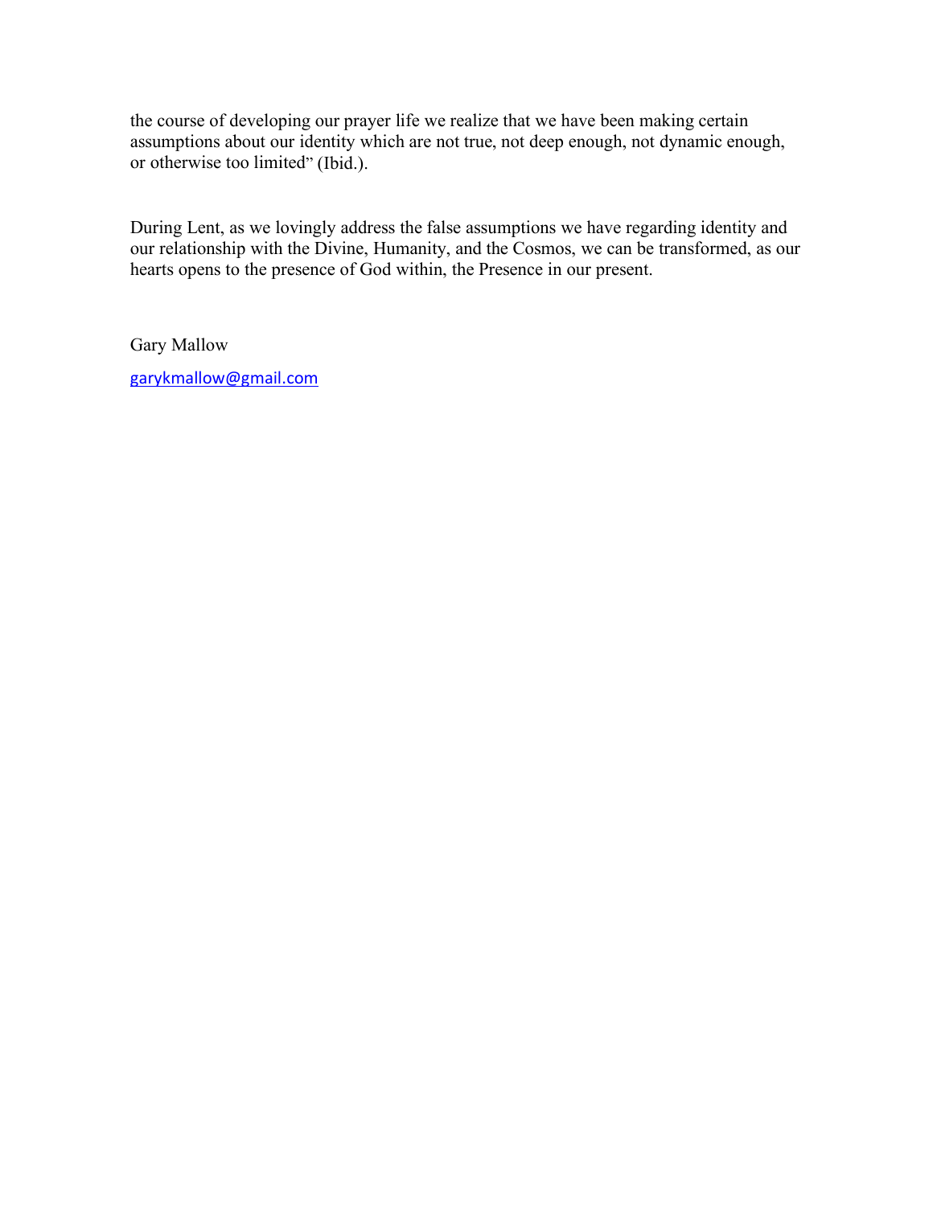the course of developing our prayer life we realize that we have been making certain assumptions about our identity which are not true, not deep enough, not dynamic enough, or otherwise too limited" (Ibid.).

During Lent, as we lovingly address the false assumptions we have regarding identity and our relationship with the Divine, Humanity, and the Cosmos, we can be transformed, as our hearts opens to the presence of God within, the Presence in our present.

Gary Mallow

garykmallow@gmail.com